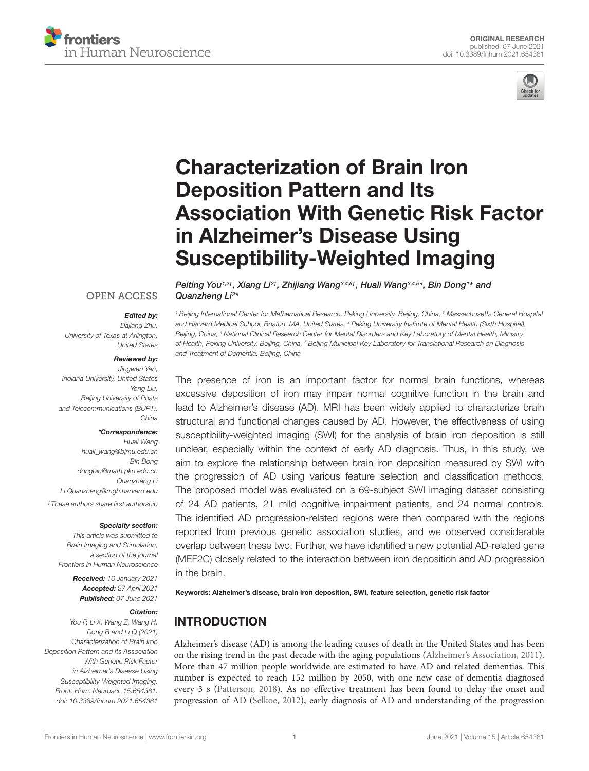ORIGINAL RESEARCH
published: 07 June 2021
doi: 10.3389/fnhum.2021.654381

# Characterization of Brain Iron Deposition Pattern and Its Association With Genetic Risk Factor in Alzheimer's Disease Using Susceptibility-Weighted Imaging

*Peiting You[1,2†], Xiang Li[2†], Zhijiang Wang[3,4,5†], Huali Wang[3,4,5*], Bin Dong[1*] and Quanzheng Li[2*]*

[1] Beijing International Center for Mathematical Research, Peking University, Beijing, China, [2] Massachusetts General Hospital and Harvard Medical School, Boston, MA, United States, [3] Peking University Institute of Mental Health (Sixth Hospital), Beijing, China, [4] National Clinical Research Center for Mental Disorders and Key Laboratory of Mental Health, Ministry of Health, Peking University, Beijing, China, [5] Beijing Municipal Key Laboratory for Translational Research on Diagnosis and Treatment of Dementia, Beijing, China

OPEN ACCESS

**Edited by:**
*Dajiang Zhu, University of Texas at Arlington, United States*

**Reviewed by:**
*Jingwen Yan, Indiana University, United States*
*Yong Liu, Beijing University of Posts and Telecommunications (BUPT), China*

***Correspondence:**
*Huali Wang*
*huali_wang@bjmu.edu.cn*
*Bin Dong*
*dongbin@math.pku.edu.cn*
*Quanzheng Li*
*Li.Quanzheng@mgh.harvard.edu*

*†These authors share first authorship*

**Specialty section:**
*This article was submitted to Brain Imaging and Stimulation, a section of the journal Frontiers in Human Neuroscience*

**Received:** *16 January 2021*
**Accepted:** *27 April 2021*
**Published:** *07 June 2021*

**Citation:**
*You P, Li X, Wang Z, Wang H, Dong B and Li Q (2021) Characterization of Brain Iron Deposition Pattern and Its Association With Genetic Risk Factor in Alzheimer's Disease Using Susceptibility-Weighted Imaging. Front. Hum. Neurosci. 15:654381. doi: 10.3389/fnhum.2021.654381*

The presence of iron is an important factor for normal brain functions, whereas excessive deposition of iron may impair normal cognitive function in the brain and lead to Alzheimer's disease (AD). MRI has been widely applied to characterize brain structural and functional changes caused by AD. However, the effectiveness of using susceptibility-weighted imaging (SWI) for the analysis of brain iron deposition is still unclear, especially within the context of early AD diagnosis. Thus, in this study, we aim to explore the relationship between brain iron deposition measured by SWI with the progression of AD using various feature selection and classification methods. The proposed model was evaluated on a 69-subject SWI imaging dataset consisting of 24 AD patients, 21 mild cognitive impairment patients, and 24 normal controls. The identified AD progression-related regions were then compared with the regions reported from previous genetic association studies, and we observed considerable overlap between these two. Further, we have identified a new potential AD-related gene (MEF2C) closely related to the interaction between iron deposition and AD progression in the brain.

**Keywords: Alzheimer's disease, brain iron deposition, SWI, feature selection, genetic risk factor**

## INTRODUCTION

Alzheimer's disease (AD) is among the leading causes of death in the United States and has been on the rising trend in the past decade with the aging populations (Alzheimer's Association, 2011). More than 47 million people worldwide are estimated to have AD and related dementias. This number is expected to reach 152 million by 2050, with one new case of dementia diagnosed every 3 s (Patterson, 2018). As no effective treatment has been found to delay the onset and progression of AD (Selkoe, 2012), early diagnosis of AD and understanding of the progression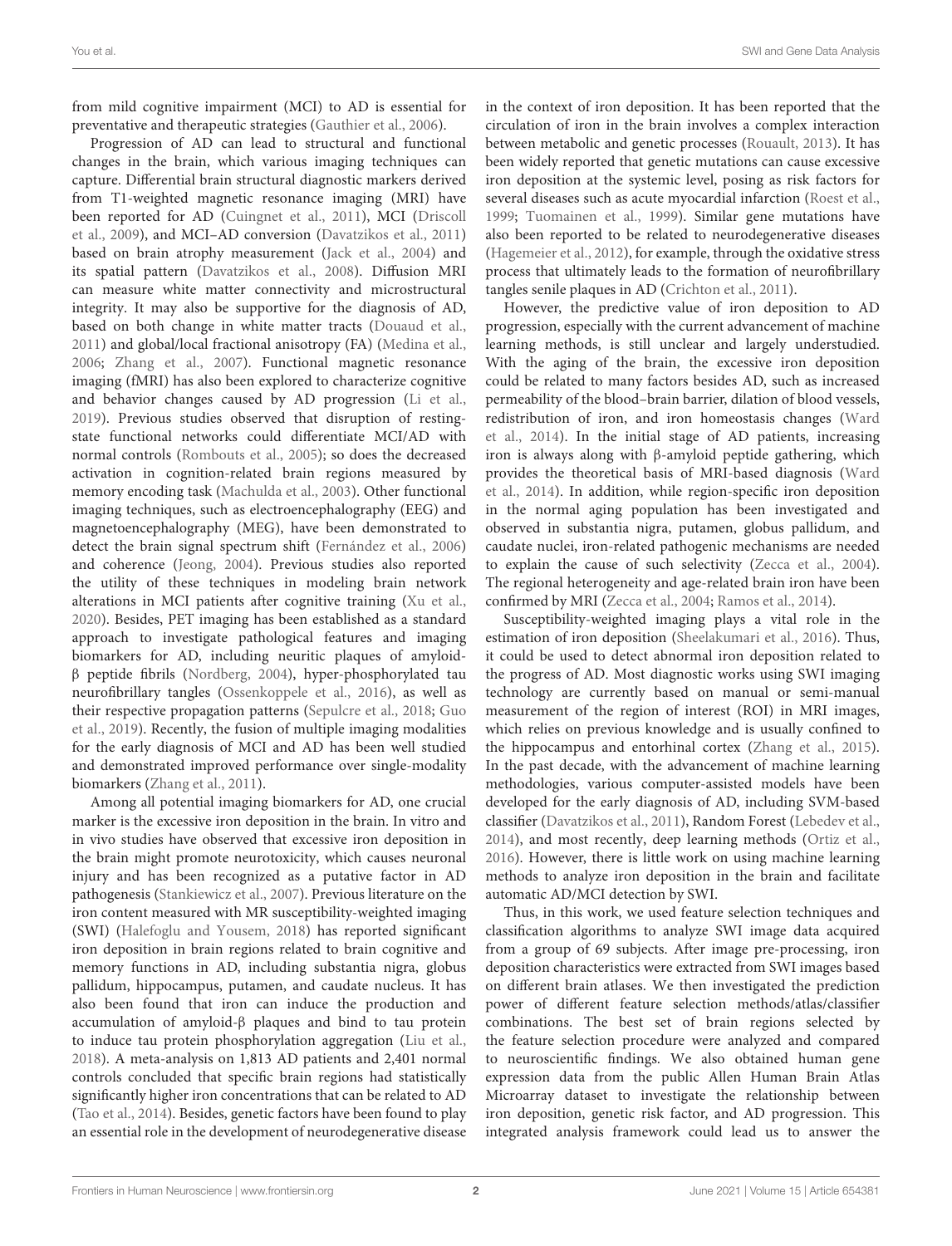from mild cognitive impairment (MCI) to AD is essential for preventative and therapeutic strategies (Gauthier et al., 2006).

Progression of AD can lead to structural and functional changes in the brain, which various imaging techniques can capture. Differential brain structural diagnostic markers derived from T1-weighted magnetic resonance imaging (MRI) have been reported for AD (Cuingnet et al., 2011), MCI (Driscoll et al., 2009), and MCI–AD conversion (Davatzikos et al., 2011) based on brain atrophy measurement (Jack et al., 2004) and its spatial pattern (Davatzikos et al., 2008). Diffusion MRI can measure white matter connectivity and microstructural integrity. It may also be supportive for the diagnosis of AD, based on both change in white matter tracts (Douaud et al., 2011) and global/local fractional anisotropy (FA) (Medina et al., 2006; Zhang et al., 2007). Functional magnetic resonance imaging (fMRI) has also been explored to characterize cognitive and behavior changes caused by AD progression (Li et al., 2019). Previous studies observed that disruption of resting-state functional networks could differentiate MCI/AD with normal controls (Rombouts et al., 2005); so does the decreased activation in cognition-related brain regions measured by memory encoding task (Machulda et al., 2003). Other functional imaging techniques, such as electroencephalography (EEG) and magnetoencephalography (MEG), have been demonstrated to detect the brain signal spectrum shift (Fernández et al., 2006) and coherence (Jeong, 2004). Previous studies also reported the utility of these techniques in modeling brain network alterations in MCI patients after cognitive training (Xu et al., 2020). Besides, PET imaging has been established as a standard approach to investigate pathological features and imaging biomarkers for AD, including neuritic plaques of amyloid-β peptide fibrils (Nordberg, 2004), hyper-phosphorylated tau neurofibrillary tangles (Ossenkoppele et al., 2016), as well as their respective propagation patterns (Sepulcre et al., 2018; Guo et al., 2019). Recently, the fusion of multiple imaging modalities for the early diagnosis of MCI and AD has been well studied and demonstrated improved performance over single-modality biomarkers (Zhang et al., 2011).

Among all potential imaging biomarkers for AD, one crucial marker is the excessive iron deposition in the brain. In vitro and in vivo studies have observed that excessive iron deposition in the brain might promote neurotoxicity, which causes neuronal injury and has been recognized as a putative factor in AD pathogenesis (Stankiewicz et al., 2007). Previous literature on the iron content measured with MR susceptibility-weighted imaging (SWI) (Halefoglu and Yousem, 2018) has reported significant iron deposition in brain regions related to brain cognitive and memory functions in AD, including substantia nigra, globus pallidum, hippocampus, putamen, and caudate nucleus. It has also been found that iron can induce the production and accumulation of amyloid-β plaques and bind to tau protein to induce tau protein phosphorylation aggregation (Liu et al., 2018). A meta-analysis on 1,813 AD patients and 2,401 normal controls concluded that specific brain regions had statistically significantly higher iron concentrations that can be related to AD (Tao et al., 2014). Besides, genetic factors have been found to play an essential role in the development of neurodegenerative disease in the context of iron deposition. It has been reported that the circulation of iron in the brain involves a complex interaction between metabolic and genetic processes (Rouault, 2013). It has been widely reported that genetic mutations can cause excessive iron deposition at the systemic level, posing as risk factors for several diseases such as acute myocardial infarction (Roest et al., 1999; Tuomainen et al., 1999). Similar gene mutations have also been reported to be related to neurodegenerative diseases (Hagemeier et al., 2012), for example, through the oxidative stress process that ultimately leads to the formation of neurofibrillary tangles senile plaques in AD (Crichton et al., 2011).

However, the predictive value of iron deposition to AD progression, especially with the current advancement of machine learning methods, is still unclear and largely understudied. With the aging of the brain, the excessive iron deposition could be related to many factors besides AD, such as increased permeability of the blood–brain barrier, dilation of blood vessels, redistribution of iron, and iron homeostasis changes (Ward et al., 2014). In the initial stage of AD patients, increasing iron is always along with β-amyloid peptide gathering, which provides the theoretical basis of MRI-based diagnosis (Ward et al., 2014). In addition, while region-specific iron deposition in the normal aging population has been investigated and observed in substantia nigra, putamen, globus pallidum, and caudate nuclei, iron-related pathogenic mechanisms are needed to explain the cause of such selectivity (Zecca et al., 2004). The regional heterogeneity and age-related brain iron have been confirmed by MRI (Zecca et al., 2004; Ramos et al., 2014).

Susceptibility-weighted imaging plays a vital role in the estimation of iron deposition (Sheelakumari et al., 2016). Thus, it could be used to detect abnormal iron deposition related to the progress of AD. Most diagnostic works using SWI imaging technology are currently based on manual or semi-manual measurement of the region of interest (ROI) in MRI images, which relies on previous knowledge and is usually confined to the hippocampus and entorhinal cortex (Zhang et al., 2015). In the past decade, with the advancement of machine learning methodologies, various computer-assisted models have been developed for the early diagnosis of AD, including SVM-based classifier (Davatzikos et al., 2011), Random Forest (Lebedev et al., 2014), and most recently, deep learning methods (Ortiz et al., 2016). However, there is little work on using machine learning methods to analyze iron deposition in the brain and facilitate automatic AD/MCI detection by SWI.

Thus, in this work, we used feature selection techniques and classification algorithms to analyze SWI image data acquired from a group of 69 subjects. After image pre-processing, iron deposition characteristics were extracted from SWI images based on different brain atlases. We then investigated the prediction power of different feature selection methods/atlas/classifier combinations. The best set of brain regions selected by the feature selection procedure were analyzed and compared to neuroscientific findings. We also obtained human gene expression data from the public Allen Human Brain Atlas Microarray dataset to investigate the relationship between iron deposition, genetic risk factor, and AD progression. This integrated analysis framework could lead us to answer the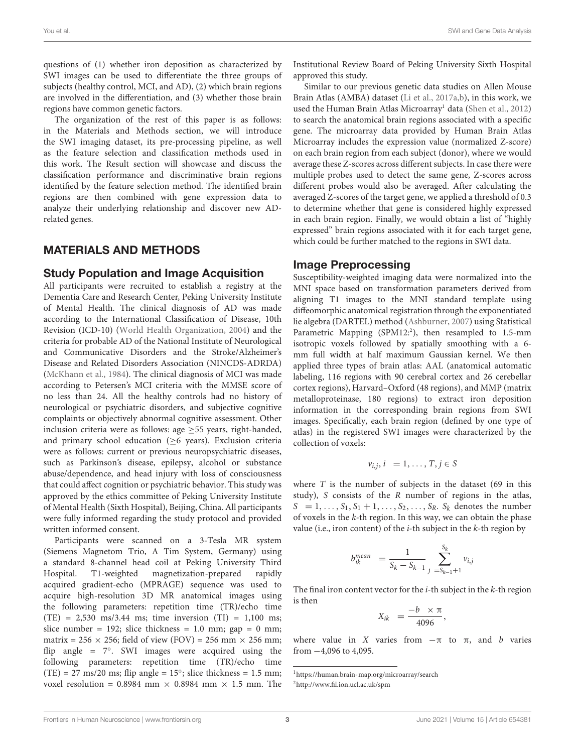questions of (1) whether iron deposition as characterized by SWI images can be used to differentiate the three groups of subjects (healthy control, MCI, and AD), (2) which brain regions are involved in the differentiation, and (3) whether those brain regions have common genetic factors.

The organization of the rest of this paper is as follows: in the Materials and Methods section, we will introduce the SWI imaging dataset, its pre-processing pipeline, as well as the feature selection and classification methods used in this work. The Result section will showcase and discuss the classification performance and discriminative brain regions identified by the feature selection method. The identified brain regions are then combined with gene expression data to analyze their underlying relationship and discover new AD-related genes.

## MATERIALS AND METHODS

### Study Population and Image Acquisition

All participants were recruited to establish a registry at the Dementia Care and Research Center, Peking University Institute of Mental Health. The clinical diagnosis of AD was made according to the International Classification of Disease, 10th Revision (ICD-10) (World Health Organization, 2004) and the criteria for probable AD of the National Institute of Neurological and Communicative Disorders and the Stroke/Alzheimer's Disease and Related Disorders Association (NINCDS-ADRDA) (McKhann et al., 1984). The clinical diagnosis of MCI was made according to Petersen's MCI criteria with the MMSE score of no less than 24. All the healthy controls had no history of neurological or psychiatric disorders, and subjective cognitive complaints or objectively abnormal cognitive assessment. Other inclusion criteria were as follows: age ≥55 years, right-handed, and primary school education (≥6 years). Exclusion criteria were as follows: current or previous neuropsychiatric diseases, such as Parkinson's disease, epilepsy, alcohol or substance abuse/dependence, and head injury with loss of consciousness that could affect cognition or psychiatric behavior. This study was approved by the ethics committee of Peking University Institute of Mental Health (Sixth Hospital), Beijing, China. All participants were fully informed regarding the study protocol and provided written informed consent.

Participants were scanned on a 3-Tesla MR system (Siemens Magnetom Trio, A Tim System, Germany) using a standard 8-channel head coil at Peking University Third Hospital. T1-weighted magnetization-prepared rapidly acquired gradient-echo (MPRAGE) sequence was used to acquire high-resolution 3D MR anatomical images using the following parameters: repetition time (TR)/echo time (TE) = 2,530 ms/3.44 ms; time inversion (TI) = 1,100 ms; slice number = 192; slice thickness = 1.0 mm; gap = 0 mm; matrix = 256 × 256; field of view (FOV) = 256 mm × 256 mm; flip angle = 7°. SWI images were acquired using the following parameters: repetition time (TR)/echo time (TE) = 27 ms/20 ms; flip angle = 15°; slice thickness = 1.5 mm; voxel resolution = 0.8984 mm × 0.8984 mm × 1.5 mm. The Institutional Review Board of Peking University Sixth Hospital approved this study.

Similar to our previous genetic data studies on Allen Mouse Brain Atlas (AMBA) dataset (Li et al., 2017a,b), in this work, we used the Human Brain Atlas Microarray[1] data (Shen et al., 2012) to search the anatomical brain regions associated with a specific gene. The microarray data provided by Human Brain Atlas Microarray includes the expression value (normalized Z-score) on each brain region from each subject (donor), where we would average these Z-scores across different subjects. In case there were multiple probes used to detect the same gene, Z-scores across different probes would also be averaged. After calculating the averaged Z-scores of the target gene, we applied a threshold of 0.3 to determine whether that gene is considered highly expressed in each brain region. Finally, we would obtain a list of "highly expressed" brain regions associated with it for each target gene, which could be further matched to the regions in SWI data.

### Image Preprocessing

Susceptibility-weighted imaging data were normalized into the MNI space based on transformation parameters derived from aligning T1 images to the MNI standard template using diffeomorphic anatomical registration through the exponentiated lie algebra (DARTEL) method (Ashburner, 2007) using Statistical Parametric Mapping (SPM12:[2]), then resampled to 1.5-mm isotropic voxels followed by spatially smoothing with a 6-mm full width at half maximum Gaussian kernel. We then applied three types of brain atlas: AAL (anatomical automatic labeling, 116 regions with 90 cerebral cortex and 26 cerebellar cortex regions), Harvard–Oxford (48 regions), and MMP (matrix metalloproteinase, 180 regions) to extract iron deposition information in the corresponding brain regions from SWI images. Specifically, each brain region (defined by one type of atlas) in the registered SWI images were characterized by the collection of voxels:

$$v_{i,j}, i = 1, \ldots, T, j \in S$$

where $T$ is the number of subjects in the dataset (69 in this study), $S$ consists of the $R$ number of regions in the atlas, $S = 1, \ldots, S_1, S_1 + 1, \ldots, S_2, \ldots, S_R$. $S_k$ denotes the number of voxels in the $k$-th region. In this way, we can obtain the phase value (i.e., iron content) of the $i$-th subject in the $k$-th region by

$$b_{ik}^{mean} = \frac{1}{S_k - S_{k-1}} \sum_{j = S_{k-1}+1}^{S_k} v_{i,j}$$

The final iron content vector for the $i$-th subject in the $k$-th region is then

$$X_{ik} = \frac{-b \times \pi}{4096},$$

where value in $X$ varies from $-\pi$ to $\pi$, and $b$ varies from −4,096 to 4,095.

[1] https://human.brain-map.org/microarray/search

[2] http://www.fil.ion.ucl.ac.uk/spm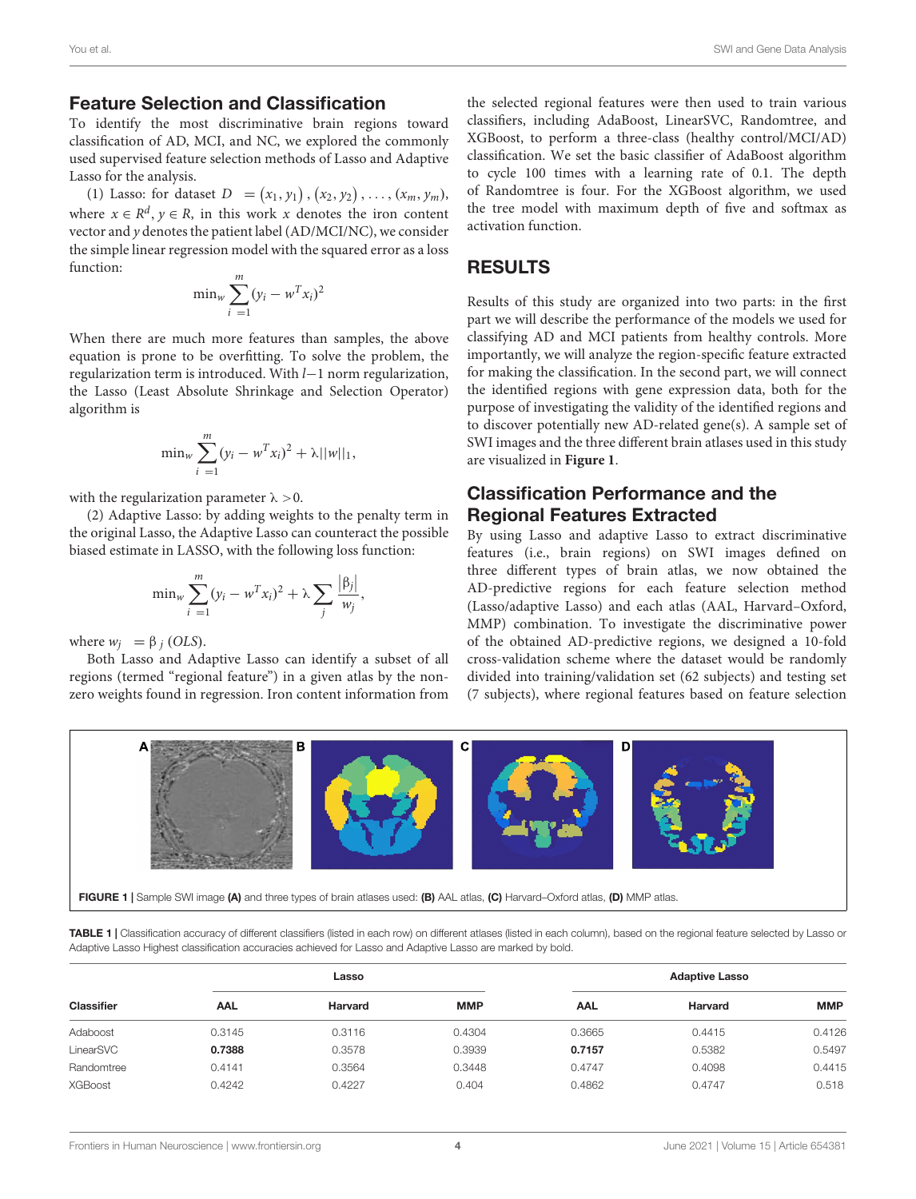## Feature Selection and Classification

To identify the most discriminative brain regions toward classification of AD, MCI, and NC, we explored the commonly used supervised feature selection methods of Lasso and Adaptive Lasso for the analysis.

(1) Lasso: for dataset $D = (x_1, y_1), (x_2, y_2), \ldots, (x_m, y_m)$, where $x \in R^d, y \in R$, in this work $x$ denotes the iron content vector and $y$ denotes the patient label (AD/MCI/NC), we consider the simple linear regression model with the squared error as a loss function:

$$\min_w \sum_{i=1}^{m} (y_i - w^T x_i)^2$$

When there are much more features than samples, the above equation is prone to be overfitting. To solve the problem, the regularization term is introduced. With $l-1$ norm regularization, the Lasso (Least Absolute Shrinkage and Selection Operator) algorithm is

$$\min_w \sum_{i=1}^{m} (y_i - w^T x_i)^2 + \lambda ||w||_1,$$

with the regularization parameter $\lambda > 0$.

(2) Adaptive Lasso: by adding weights to the penalty term in the original Lasso, the Adaptive Lasso can counteract the possible biased estimate in LASSO, with the following loss function:

$$\min_w \sum_{i=1}^{m} (y_i - w^T x_i)^2 + \lambda \sum_j \frac{|\beta_j|}{w_j},$$

where $w_j = \beta_j \,(OLS)$.

Both Lasso and Adaptive Lasso can identify a subset of all regions (termed "regional feature") in a given atlas by the non-zero weights found in regression. Iron content information from the selected regional features were then used to train various classifiers, including AdaBoost, LinearSVC, Randomtree, and XGBoost, to perform a three-class (healthy control/MCI/AD) classification. We set the basic classifier of AdaBoost algorithm to cycle 100 times with a learning rate of 0.1. The depth of Randomtree is four. For the XGBoost algorithm, we used the tree model with maximum depth of five and softmax as activation function.

# RESULTS

Results of this study are organized into two parts: in the first part we will describe the performance of the models we used for classifying AD and MCI patients from healthy controls. More importantly, we will analyze the region-specific feature extracted for making the classification. In the second part, we will connect the identified regions with gene expression data, both for the purpose of investigating the validity of the identified regions and to discover potentially new AD-related gene(s). A sample set of SWI images and the three different brain atlases used in this study are visualized in **Figure 1**.

## Classification Performance and the Regional Features Extracted

By using Lasso and adaptive Lasso to extract discriminative features (i.e., brain regions) on SWI images defined on three different types of brain atlas, we now obtained the AD-predictive regions for each feature selection method (Lasso/adaptive Lasso) and each atlas (AAL, Harvard–Oxford, MMP) combination. To investigate the discriminative power of the obtained AD-predictive regions, we designed a 10-fold cross-validation scheme where the dataset would be randomly divided into training/validation set (62 subjects) and testing set (7 subjects), where regional features based on feature selection

**FIGURE 1** | Sample SWI image **(A)** and three types of brain atlases used: **(B)** AAL atlas, **(C)** Harvard–Oxford atlas, **(D)** MMP atlas.

**TABLE 1** | Classification accuracy of different classifiers (listed in each row) on different atlases (listed in each column), based on the regional feature selected by Lasso or Adaptive Lasso Highest classification accuracies achieved for Lasso and Adaptive Lasso are marked by bold.

| | Lasso | | | Adaptive Lasso | | |
|---|---|---|---|---|---|---|
| **Classifier** | **AAL** | **Harvard** | **MMP** | **AAL** | **Harvard** | **MMP** |
| Adaboost | 0.3145 | 0.3116 | 0.4304 | 0.3665 | 0.4415 | 0.4126 |
| LinearSVC | **0.7388** | 0.3578 | 0.3939 | **0.7157** | 0.5382 | 0.5497 |
| Randomtree | 0.4141 | 0.3564 | 0.3448 | 0.4747 | 0.4098 | 0.4415 |
| XGBoost | 0.4242 | 0.4227 | 0.404 | 0.4862 | 0.4747 | 0.518 |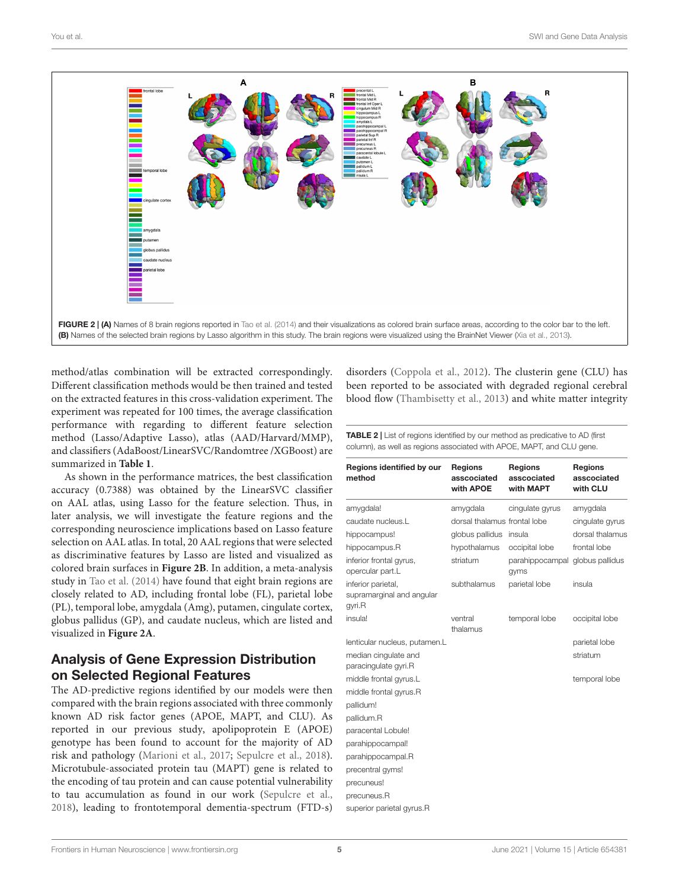FIGURE 2 | **(A)** Names of 8 brain regions reported in Tao et al. (2014) and their visualizations as colored brain surface areas, according to the color bar to the left. **(B)** Names of the selected brain regions by Lasso algorithm in this study. The brain regions were visualized using the BrainNet Viewer (Xia et al., 2013).

method/atlas combination will be extracted correspondingly. Different classification methods would be then trained and tested on the extracted features in this cross-validation experiment. The experiment was repeated for 100 times, the average classification performance with regarding to different feature selection method (Lasso/Adaptive Lasso), atlas (AAD/Harvard/MMP), and classifiers (AdaBoost/LinearSVC/Randomtree /XGBoost) are summarized in **Table 1**.

As shown in the performance matrices, the best classification accuracy (0.7388) was obtained by the LinearSVC classifier on AAL atlas, using Lasso for the feature selection. Thus, in later analysis, we will investigate the feature regions and the corresponding neuroscience implications based on Lasso feature selection on AAL atlas. In total, 20 AAL regions that were selected as discriminative features by Lasso are listed and visualized as colored brain surfaces in **Figure 2B**. In addition, a meta-analysis study in Tao et al. (2014) have found that eight brain regions are closely related to AD, including frontal lobe (FL), parietal lobe (PL), temporal lobe, amygdala (Amg), putamen, cingulate cortex, globus pallidus (GP), and caudate nucleus, which are listed and visualized in **Figure 2A**.

## Analysis of Gene Expression Distribution on Selected Regional Features

The AD-predictive regions identified by our models were then compared with the brain regions associated with three commonly known AD risk factor genes (APOE, MAPT, and CLU). As reported in our previous study, apolipoprotein E (APOE) genotype has been found to account for the majority of AD risk and pathology (Marioni et al., 2017; Sepulcre et al., 2018). Microtubule-associated protein tau (MAPT) gene is related to the encoding of tau protein and can cause potential vulnerability to tau accumulation as found in our work (Sepulcre et al., 2018), leading to frontotemporal dementia-spectrum (FTD-s) disorders (Coppola et al., 2012). The clusterin gene (CLU) has been reported to be associated with degraded regional cerebral blood flow (Thambisetty et al., 2013) and white matter integrity

TABLE 2 | List of regions identified by our method as predicative to AD (first column), as well as regions associated with APOE, MAPT, and CLU gene.

| Regions identified by our method | Regions asscociated with APOE | Regions asscociated with MAPT | Regions asscociated with CLU |
|---|---|---|---|
| amygdala! | amygdala | cingulate gyrus | amygdala |
| caudate nucleus.L | dorsal thalamus | frontal lobe | cingulate gyrus |
| hippocampus! | globus pallidus | insula | dorsal thalamus |
| hippocampus.R | hypothalamus | occipital lobe | frontal lobe |
| inferior frontal gyrus, opercular part.L | striatum | parahippocampal gyms | globus pallidus |
| inferior parietal, supramarginal and angular gyri.R | subthalamus | parietal lobe | insula |
| insula! | ventral thalamus | temporal lobe | occipital lobe |
| lenticular nucleus, putamen.L | | | parietal lobe |
| median cingulate and paracingulate gyri.R | | | striatum |
| middle frontal gyrus.L | | | temporal lobe |
| middle frontal gyrus.R | | | |
| pallidum! | | | |
| pallidum.R | | | |
| paracentral Lobule! | | | |
| parahippocampal! | | | |
| parahippocampal.R | | | |
| precentral gyms! | | | |
| precuneus! | | | |
| precuneus.R | | | |
| superior parietal gyrus.R | | | |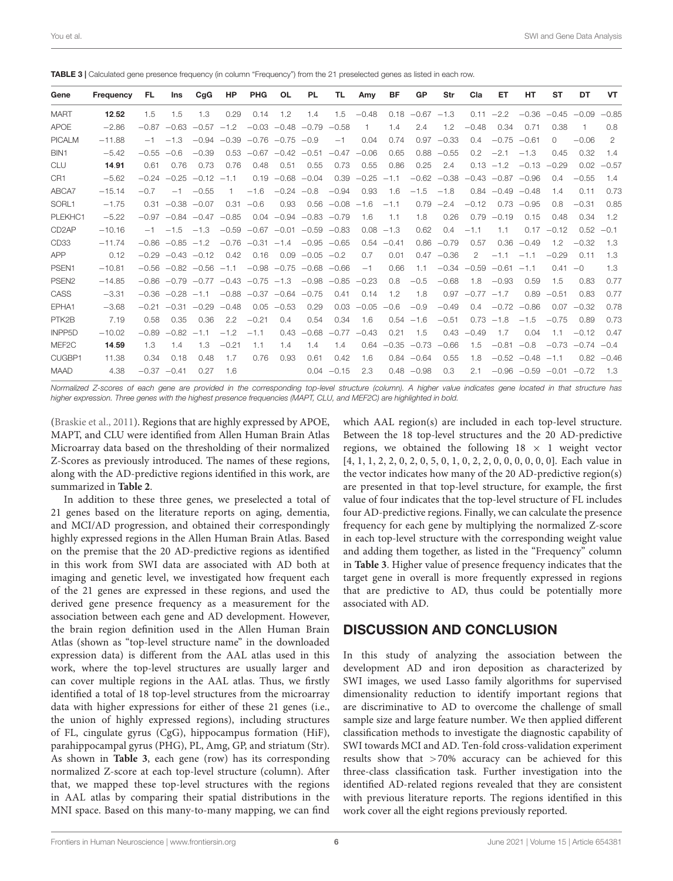**TABLE 3** | Calculated gene presence frequency (in column "Frequency") from the 21 preselected genes as listed in each row.

| Gene | Frequency | FL | Ins | CgG | HP | PHG | OL | PL | TL | Amy | BF | GP | Str | Cla | ET | HT | ST | DT | VT |
|---|---|---|---|---|---|---|---|---|---|---|---|---|---|---|---|---|---|---|---|
| MART | **12.52** | 1.5 | 1.5 | 1.3 | 0.29 | 0.14 | 1.2 | 1.4 | 1.5 | −0.48 | 0.18 | −0.67 | −1.3 | 0.11 | −2.2 | −0.36 | −0.45 | −0.09 | −0.85 |
| APOE | −2.86 | −0.87 | −0.63 | −0.57 | −1.2 | −0.03 | −0.48 | −0.79 | −0.58 | 1 | 1.4 | 2.4 | 1.2 | −0.48 | 0.34 | 0.71 | 0.38 | 1 | 0.8 |
| PICALM | −11.88 | −1 | −1.3 | −0.94 | −0.39 | −0.76 | −0.75 | −0.9 | −1 | 0.04 | 0.74 | 0.97 | −0.33 | 0.4 | −0.75 | −0.61 | 0 | −0.06 | 2 |
| BIN1 | −5.42 | −0.55 | −0.6 | −0.39 | 0.53 | −0.67 | −0.42 | −0.51 | −0.47 | −0.06 | 0.65 | 0.88 | −0.55 | 0.2 | −2.1 | −1.3 | 0.45 | 0.32 | 1.4 |
| CLU | **14.91** | 0.61 | 0.76 | 0.73 | 0.76 | 0.48 | 0.51 | 0.55 | 0.73 | 0.55 | 0.86 | 0.25 | 2.4 | 0.13 | −1.2 | −0.13 | −0.29 | 0.02 | −0.57 |
| CR1 | −5.62 | −0.24 | −0.25 | −0.12 | −1.1 | 0.19 | −0.68 | −0.04 | 0.39 | −0.25 | −1.1 | −0.62 | −0.38 | −0.43 | −0.87 | −0.96 | 0.4 | −0.55 | 1.4 |
| ABCA7 | −15.14 | −0.7 | −1 | −0.55 | 1 | −1.6 | −0.24 | −0.8 | −0.94 | 0.93 | 1.6 | −1.5 | −1.8 | 0.84 | −0.49 | −0.48 | 1.4 | 0.11 | 0.73 |
| SORL1 | −1.75 | 0.31 | −0.38 | −0.07 | 0.31 | −0.6 | 0.93 | 0.56 | −0.08 | −1.6 | −1.1 | 0.79 | −2.4 | −0.12 | 0.73 | −0.95 | 0.8 | −0.31 | 0.85 |
| PLEKHC1 | −5.22 | −0.97 | −0.84 | −0.47 | −0.85 | 0.04 | −0.94 | −0.83 | −0.79 | 1.6 | 1.1 | 1.8 | 0.26 | 0.79 | −0.19 | 0.15 | 0.48 | 0.34 | 1.2 |
| CD2AP | −10.16 | −1 | −1.5 | −1.3 | −0.59 | −0.67 | −0.01 | −0.59 | −0.83 | 0.08 | −1.3 | 0.62 | 0.4 | −1.1 | 1.1 | 0.17 | −0.12 | 0.52 | −0.1 |
| CD33 | −11.74 | −0.86 | −0.85 | −1.2 | −0.76 | −0.31 | −1.4 | −0.95 | −0.65 | 0.54 | −0.41 | 0.86 | −0.79 | 0.57 | 0.36 | −0.49 | 1.2 | −0.32 | 1.3 |
| APP | 0.12 | −0.29 | −0.43 | −0.12 | 0.42 | 0.16 | 0.09 | −0.05 | −0.2 | 0.7 | 0.01 | 0.47 | −0.36 | 2 | −1.1 | −1.1 | −0.29 | 0.11 | 1.3 |
| PSEN1 | −10.81 | −0.56 | −0.82 | −0.56 | −1.1 | −0.98 | −0.75 | −0.68 | −0.66 | −1 | 0.66 | 1.1 | −0.34 | −0.59 | −0.61 | −1.1 | 0.41 | −0 | 1.3 |
| PSEN2 | −14.85 | −0.86 | −0.79 | −0.77 | −0.43 | −0.75 | −1.3 | −0.98 | −0.85 | −0.23 | 0.8 | −0.5 | −0.68 | 1.8 | −0.93 | 0.59 | 1.5 | 0.83 | 0.77 |
| CASS | −3.31 | −0.36 | −0.28 | −1.1 | −0.88 | −0.37 | −0.64 | −0.75 | 0.41 | 0.14 | 1.2 | 1.8 | 0.97 | −0.77 | −1.7 | 0.89 | −0.51 | 0.83 | 0.77 |
| EPHA1 | −3.68 | −0.21 | −0.31 | −0.29 | −0.48 | 0.05 | −0.53 | 0.29 | 0.03 | −0.05 | −0.6 | −0.9 | −0.49 | 0.4 | −0.72 | −0.86 | 0.07 | −0.32 | 0.78 |
| PTK2B | 7.19 | 0.58 | 0.35 | 0.36 | 2.2 | −0.21 | 0.4 | 0.54 | 0.34 | 1.6 | 0.54 | −1.6 | −0.51 | 0.73 | −1.8 | −1.5 | −0.75 | 0.89 | 0.73 |
| INPP5D | −10.02 | −0.89 | −0.82 | −1.1 | −1.2 | −1.1 | 0.43 | −0.68 | −0.77 | −0.43 | 0.21 | 1.5 | 0.43 | −0.49 | 1.7 | 0.04 | 1.1 | −0.12 | 0.47 |
| MEF2C | **14.59** | 1.3 | 1.4 | 1.3 | −0.21 | 1.1 | 1.4 | 1.4 | 1.4 | 0.64 | −0.35 | −0.73 | −0.66 | 1.5 | −0.81 | −0.8 | −0.73 | −0.74 | −0.4 |
| CUGBP1 | 11.38 | 0.34 | 0.18 | 0.48 | 1.7 | 0.76 | 0.93 | 0.61 | 0.42 | 1.6 | 0.84 | −0.64 | 0.55 | 1.8 | −0.52 | −0.48 | −1.1 | 0.82 | −0.46 |
| MAAD | 4.38 | −0.37 | −0.41 | 0.27 | 1.6 | | | 0.04 | −0.15 | 2.3 | 0.48 | −0.98 | 0.3 | 2.1 | −0.96 | −0.59 | −0.01 | −0.72 | 1.3 |

*Normalized Z-scores of each gene are provided in the corresponding top-level structure (column). A higher value indicates gene located in that structure has higher expression. Three genes with the highest presence frequencies (MAPT, CLU, and MEF2C) are highlighted in bold.*

(Braskie et al., 2011). Regions that are highly expressed by APOE, MAPT, and CLU were identified from Allen Human Brain Atlas Microarray data based on the thresholding of their normalized Z-Scores as previously introduced. The names of these regions, along with the AD-predictive regions identified in this work, are summarized in **Table 2**.

In addition to these three genes, we preselected a total of 21 genes based on the literature reports on aging, dementia, and MCI/AD progression, and obtained their correspondingly highly expressed regions in the Allen Human Brain Atlas. Based on the premise that the 20 AD-predictive regions as identified in this work from SWI data are associated with AD both at imaging and genetic level, we investigated how frequent each of the 21 genes are expressed in these regions, and used the derived gene presence frequency as a measurement for the association between each gene and AD development. However, the brain region definition used in the Allen Human Brain Atlas (shown as "top-level structure name" in the downloaded expression data) is different from the AAL atlas used in this work, where the top-level structures are usually larger and can cover multiple regions in the AAL atlas. Thus, we firstly identified a total of 18 top-level structures from the microarray data with higher expressions for either of these 21 genes (i.e., the union of highly expressed regions), including structures of FL, cingulate gyrus (CgG), hippocampus formation (HiF), parahippocampal gyrus (PHG), PL, Amg, GP, and striatum (Str). As shown in **Table 3**, each gene (row) has its corresponding normalized Z-score at each top-level structure (column). After that, we mapped these top-level structures with the regions in AAL atlas by comparing their spatial distributions in the MNI space. Based on this many-to-many mapping, we can find which AAL region(s) are included in each top-level structure. Between the 18 top-level structures and the 20 AD-predictive regions, we obtained the following $18 \times 1$ weight vector [4, 1, 1, 2, 2, 0, 2, 0, 5, 0, 1, 0, 2, 2, 0, 0, 0, 0, 0, 0]. Each value in the vector indicates how many of the 20 AD-predictive region(s) are presented in that top-level structure, for example, the first value of four indicates that the top-level structure of FL includes four AD-predictive regions. Finally, we can calculate the presence frequency for each gene by multiplying the normalized Z-score in each top-level structure with the corresponding weight value and adding them together, as listed in the "Frequency" column in **Table 3**. Higher value of presence frequency indicates that the target gene in overall is more frequently expressed in regions that are predictive to AD, thus could be potentially more associated with AD.

## DISCUSSION AND CONCLUSION

In this study of analyzing the association between the development AD and iron deposition as characterized by SWI images, we used Lasso family algorithms for supervised dimensionality reduction to identify important regions that are discriminative to AD to overcome the challenge of small sample size and large feature number. We then applied different classification methods to investigate the diagnostic capability of SWI towards MCI and AD. Ten-fold cross-validation experiment results show that >70% accuracy can be achieved for this three-class classification task. Further investigation into the identified AD-related regions revealed that they are consistent with previous literature reports. The regions identified in this work cover all the eight regions previously reported.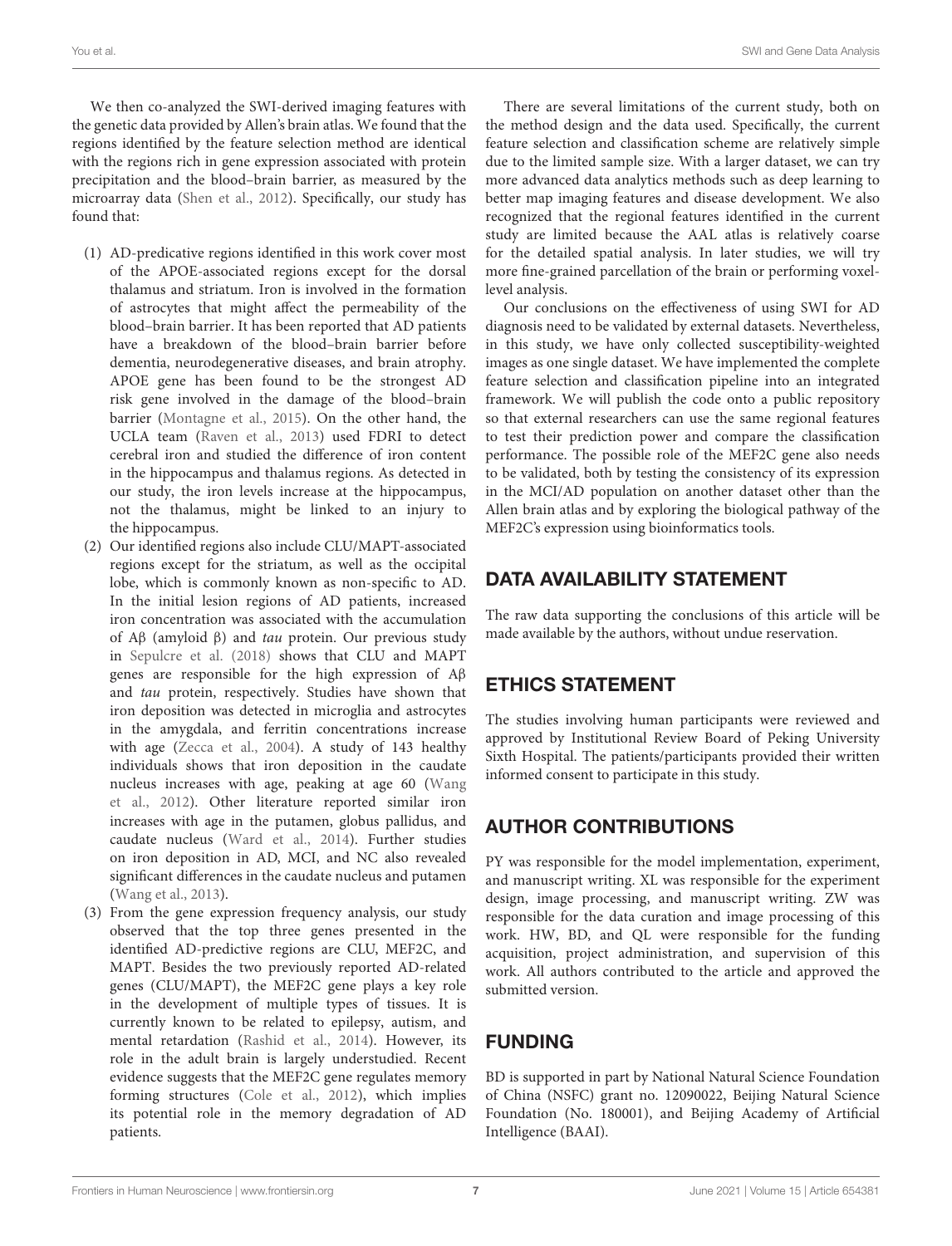We then co-analyzed the SWI-derived imaging features with the genetic data provided by Allen's brain atlas. We found that the regions identified by the feature selection method are identical with the regions rich in gene expression associated with protein precipitation and the blood–brain barrier, as measured by the microarray data (Shen et al., 2012). Specifically, our study has found that:

1. AD-predicative regions identified in this work cover most of the APOE-associated regions except for the dorsal thalamus and striatum. Iron is involved in the formation of astrocytes that might affect the permeability of the blood–brain barrier. It has been reported that AD patients have a breakdown of the blood–brain barrier before dementia, neurodegenerative diseases, and brain atrophy. APOE gene has been found to be the strongest AD risk gene involved in the damage of the blood–brain barrier (Montagne et al., 2015). On the other hand, the UCLA team (Raven et al., 2013) used FDRI to detect cerebral iron and studied the difference of iron content in the hippocampus and thalamus regions. As detected in our study, the iron levels increase at the hippocampus, not the thalamus, might be linked to an injury to the hippocampus.
2. Our identified regions also include CLU/MAPT-associated regions except for the striatum, as well as the occipital lobe, which is commonly known as non-specific to AD. In the initial lesion regions of AD patients, increased iron concentration was associated with the accumulation of Aβ (amyloid β) and *tau* protein. Our previous study in Sepulcre et al. (2018) shows that CLU and MAPT genes are responsible for the high expression of Aβ and *tau* protein, respectively. Studies have shown that iron deposition was detected in microglia and astrocytes in the amygdala, and ferritin concentrations increase with age (Zecca et al., 2004). A study of 143 healthy individuals shows that iron deposition in the caudate nucleus increases with age, peaking at age 60 (Wang et al., 2012). Other literature reported similar iron increases with age in the putamen, globus pallidus, and caudate nucleus (Ward et al., 2014). Further studies on iron deposition in AD, MCI, and NC also revealed significant differences in the caudate nucleus and putamen (Wang et al., 2013).
3. From the gene expression frequency analysis, our study observed that the top three genes presented in the identified AD-predictive regions are CLU, MEF2C, and MAPT. Besides the two previously reported AD-related genes (CLU/MAPT), the MEF2C gene plays a key role in the development of multiple types of tissues. It is currently known to be related to epilepsy, autism, and mental retardation (Rashid et al., 2014). However, its role in the adult brain is largely understudied. Recent evidence suggests that the MEF2C gene regulates memory forming structures (Cole et al., 2012), which implies its potential role in the memory degradation of AD patients.

There are several limitations of the current study, both on the method design and the data used. Specifically, the current feature selection and classification scheme are relatively simple due to the limited sample size. With a larger dataset, we can try more advanced data analytics methods such as deep learning to better map imaging features and disease development. We also recognized that the regional features identified in the current study are limited because the AAL atlas is relatively coarse for the detailed spatial analysis. In later studies, we will try more fine-grained parcellation of the brain or performing voxel-level analysis.

Our conclusions on the effectiveness of using SWI for AD diagnosis need to be validated by external datasets. Nevertheless, in this study, we have only collected susceptibility-weighted images as one single dataset. We have implemented the complete feature selection and classification pipeline into an integrated framework. We will publish the code onto a public repository so that external researchers can use the same regional features to test their prediction power and compare the classification performance. The possible role of the MEF2C gene also needs to be validated, both by testing the consistency of its expression in the MCI/AD population on another dataset other than the Allen brain atlas and by exploring the biological pathway of the MEF2C's expression using bioinformatics tools.

## DATA AVAILABILITY STATEMENT

The raw data supporting the conclusions of this article will be made available by the authors, without undue reservation.

## ETHICS STATEMENT

The studies involving human participants were reviewed and approved by Institutional Review Board of Peking University Sixth Hospital. The patients/participants provided their written informed consent to participate in this study.

## AUTHOR CONTRIBUTIONS

PY was responsible for the model implementation, experiment, and manuscript writing. XL was responsible for the experiment design, image processing, and manuscript writing. ZW was responsible for the data curation and image processing of this work. HW, BD, and QL were responsible for the funding acquisition, project administration, and supervision of this work. All authors contributed to the article and approved the submitted version.

## FUNDING

BD is supported in part by National Natural Science Foundation of China (NSFC) grant no. 12090022, Beijing Natural Science Foundation (No. 180001), and Beijing Academy of Artificial Intelligence (BAAI).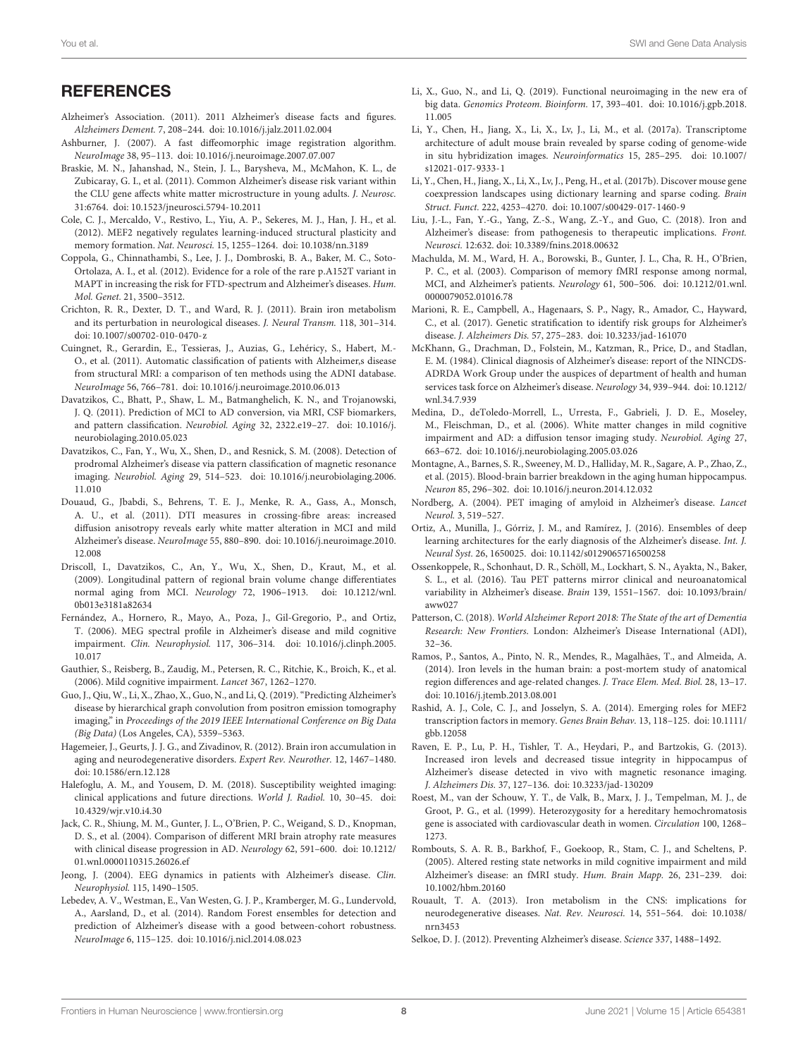## REFERENCES

Alzheimer's Association. (2011). 2011 Alzheimer's disease facts and figures. *Alzheimers Dement.* 7, 208–244. doi: 10.1016/j.jalz.2011.02.004

Ashburner, J. (2007). A fast diffeomorphic image registration algorithm. *NeuroImage* 38, 95–113. doi: 10.1016/j.neuroimage.2007.07.007

Braskie, M. N., Jahanshad, N., Stein, J. L., Barysheva, M., McMahon, K. L., de Zubicaray, G. I., et al. (2011). Common Alzheimer's disease risk variant within the CLU gene affects white matter microstructure in young adults. *J. Neurosc.* 31:6764. doi: 10.1523/jneurosci.5794-10.2011

Cole, C. J., Mercaldo, V., Restivo, L., Yiu, A. P., Sekeres, M. J., Han, J. H., et al. (2012). MEF2 negatively regulates learning-induced structural plasticity and memory formation. *Nat. Neurosci.* 15, 1255–1264. doi: 10.1038/nn.3189

Coppola, G., Chinnathambi, S., Lee, J. J., Dombroski, B. A., Baker, M. C., Soto-Ortolaza, A. I., et al. (2012). Evidence for a role of the rare p.A152T variant in MAPT in increasing the risk for FTD-spectrum and Alzheimer's diseases. *Hum. Mol. Genet.* 21, 3500–3512.

Crichton, R. R., Dexter, D. T., and Ward, R. J. (2011). Brain iron metabolism and its perturbation in neurological diseases. *J. Neural Transm.* 118, 301–314. doi: 10.1007/s00702-010-0470-z

Cuingnet, R., Gerardin, E., Tessieras, J., Auzias, G., Lehéricy, S., Habert, M.-O., et al. (2011). Automatic classification of patients with Alzheimer,s disease from structural MRI: a comparison of ten methods using the ADNI database. *NeuroImage* 56, 766–781. doi: 10.1016/j.neuroimage.2010.06.013

Davatzikos, C., Bhatt, P., Shaw, L. M., Batmanghelich, K. N., and Trojanowski, J. Q. (2011). Prediction of MCI to AD conversion, via MRI, CSF biomarkers, and pattern classification. *Neurobiol. Aging* 32, 2322.e19–27. doi: 10.1016/j.neurobiolaging.2010.05.023

Davatzikos, C., Fan, Y., Wu, X., Shen, D., and Resnick, S. M. (2008). Detection of prodromal Alzheimer's disease via pattern classification of magnetic resonance imaging. *Neurobiol. Aging* 29, 514–523. doi: 10.1016/j.neurobiolaging.2006.11.010

Douaud, G., Jbabdi, S., Behrens, T. E. J., Menke, R. A., Gass, A., Monsch, A. U., et al. (2011). DTI measures in crossing-fibre areas: increased diffusion anisotropy reveals early white matter alteration in MCI and mild Alzheimer's disease. *NeuroImage* 55, 880–890. doi: 10.1016/j.neuroimage.2010.12.008

Driscoll, I., Davatzikos, C., An, Y., Wu, X., Shen, D., Kraut, M., et al. (2009). Longitudinal pattern of regional brain volume change differentiates normal aging from MCI. *Neurology* 72, 1906–1913. doi: 10.1212/wnl.0b013e3181a82634

Fernández, A., Hornero, R., Mayo, A., Poza, J., Gil-Gregorio, P., and Ortiz, T. (2006). MEG spectral profile in Alzheimer's disease and mild cognitive impairment. *Clin. Neurophysiol.* 117, 306–314. doi: 10.1016/j.clinph.2005.10.017

Gauthier, S., Reisberg, B., Zaudig, M., Petersen, R. C., Ritchie, K., Broich, K., et al. (2006). Mild cognitive impairment. *Lancet* 367, 1262–1270.

Guo, J., Qiu, W., Li, X., Zhao, X., Guo, N., and Li, Q. (2019). "Predicting Alzheimer's disease by hierarchical graph convolution from positron emission tomography imaging," in *Proceedings of the 2019 IEEE International Conference on Big Data (Big Data)* (Los Angeles, CA), 5359–5363.

Hagemeier, J., Geurts, J. J. G., and Zivadinov, R. (2012). Brain iron accumulation in aging and neurodegenerative disorders. *Expert Rev. Neurother.* 12, 1467–1480. doi: 10.1586/ern.12.128

Halefoglu, A. M., and Yousem, D. M. (2018). Susceptibility weighted imaging: clinical applications and future directions. *World J. Radiol.* 10, 30–45. doi: 10.4329/wjr.v10.i4.30

Jack, C. R., Shiung, M. M., Gunter, J. L., O'Brien, P. C., Weigand, S. D., Knopman, D. S., et al. (2004). Comparison of different MRI brain atrophy rate measures with clinical disease progression in AD. *Neurology* 62, 591–600. doi: 10.1212/01.wnl.0000110315.26026.ef

Jeong, J. (2004). EEG dynamics in patients with Alzheimer's disease. *Clin. Neurophysiol.* 115, 1490–1505.

Lebedev, A. V., Westman, E., Van Westen, G. J. P., Kramberger, M. G., Lundervold, A., Aarsland, D., et al. (2014). Random Forest ensembles for detection and prediction of Alzheimer's disease with a good between-cohort robustness. *NeuroImage* 6, 115–125. doi: 10.1016/j.nicl.2014.08.023

Li, X., Guo, N., and Li, Q. (2019). Functional neuroimaging in the new era of big data. *Genomics Proteom. Bioinform.* 17, 393–401. doi: 10.1016/j.gpb.2018.11.005

Li, Y., Chen, H., Jiang, X., Li, X., Lv, J., Li, M., et al. (2017a). Transcriptome architecture of adult mouse brain revealed by sparse coding of genome-wide in situ hybridization images. *Neuroinformatics* 15, 285–295. doi: 10.1007/s12021-017-9333-1

Li, Y., Chen, H., Jiang, X., Li, X., Lv, J., Peng, H., et al. (2017b). Discover mouse gene coexpression landscapes using dictionary learning and sparse coding. *Brain Struct. Funct.* 222, 4253–4270. doi: 10.1007/s00429-017-1460-9

Liu, J.-L., Fan, Y.-G., Yang, Z.-S., Wang, Z.-Y., and Guo, C. (2018). Iron and Alzheimer's disease: from pathogenesis to therapeutic implications. *Front. Neurosci.* 12:632. doi: 10.3389/fnins.2018.00632

Machulda, M. M., Ward, H. A., Borowski, B., Gunter, J. L., Cha, R. H., O'Brien, P. C., et al. (2003). Comparison of memory fMRI response among normal, MCI, and Alzheimer's patients. *Neurology* 61, 500–506. doi: 10.1212/01.wnl.0000079052.01016.78

Marioni, R. E., Campbell, A., Hagenaars, S. P., Nagy, R., Amador, C., Hayward, C., et al. (2017). Genetic stratification to identify risk groups for Alzheimer's disease. *J. Alzheimers Dis.* 57, 275–283. doi: 10.3233/jad-161070

McKhann, G., Drachman, D., Folstein, M., Katzman, R., Price, D., and Stadlan, E. M. (1984). Clinical diagnosis of Alzheimer's disease: report of the NINCDS-ADRDA Work Group under the auspices of department of health and human services task force on Alzheimer's disease. *Neurology* 34, 939–944. doi: 10.1212/wnl.34.7.939

Medina, D., deToledo-Morrell, L., Urresta, F., Gabrieli, J. D. E., Moseley, M., Fleischman, D., et al. (2006). White matter changes in mild cognitive impairment and AD: a diffusion tensor imaging study. *Neurobiol. Aging* 27, 663–672. doi: 10.1016/j.neurobiolaging.2005.03.026

Montagne, A., Barnes, S. R., Sweeney, M. D., Halliday, M. R., Sagare, A. P., Zhao, Z., et al. (2015). Blood-brain barrier breakdown in the aging human hippocampus. *Neuron* 85, 296–302. doi: 10.1016/j.neuron.2014.12.032

Nordberg, A. (2004). PET imaging of amyloid in Alzheimer's disease. *Lancet Neurol.* 3, 519–527.

Ortiz, A., Munilla, J., Górriz, J. M., and Ramírez, J. (2016). Ensembles of deep learning architectures for the early diagnosis of the Alzheimer's disease. *Int. J. Neural Syst.* 26, 1650025. doi: 10.1142/s0129065716500258

Ossenkoppele, R., Schonhaut, D. R., Schöll, M., Lockhart, S. N., Ayakta, N., Baker, S. L., et al. (2016). Tau PET patterns mirror clinical and neuroanatomical variability in Alzheimer's disease. *Brain* 139, 1551–1567. doi: 10.1093/brain/aww027

Patterson, C. (2018). *World Alzheimer Report 2018: The State of the art of Dementia Research: New Frontiers*. London: Alzheimer's Disease International (ADI), 32–36.

Ramos, P., Santos, A., Pinto, N. R., Mendes, R., Magalhães, T., and Almeida, A. (2014). Iron levels in the human brain: a post-mortem study of anatomical region differences and age-related changes. *J. Trace Elem. Med. Biol.* 28, 13–17. doi: 10.1016/j.jtemb.2013.08.001

Rashid, A. J., Cole, C. J., and Josselyn, S. A. (2014). Emerging roles for MEF2 transcription factors in memory. *Genes Brain Behav.* 13, 118–125. doi: 10.1111/gbb.12058

Raven, E. P., Lu, P. H., Tishler, T. A., Heydari, P., and Bartzokis, G. (2013). Increased iron levels and decreased tissue integrity in hippocampus of Alzheimer's disease detected in vivo with magnetic resonance imaging. *J. Alzheimers Dis.* 37, 127–136. doi: 10.3233/jad-130209

Roest, M., van der Schouw, Y. T., de Valk, B., Marx, J. J., Tempelman, M. J., de Groot, P. G., et al. (1999). Heterozygosity for a hereditary hemochromatosis gene is associated with cardiovascular death in women. *Circulation* 100, 1268–1273.

Rombouts, S. A. R. B., Barkhof, F., Goekoop, R., Stam, C. J., and Scheltens, P. (2005). Altered resting state networks in mild cognitive impairment and mild Alzheimer's disease: an fMRI study. *Hum. Brain Mapp.* 26, 231–239. doi: 10.1002/hbm.20160

Rouault, T. A. (2013). Iron metabolism in the CNS: implications for neurodegenerative diseases. *Nat. Rev. Neurosci.* 14, 551–564. doi: 10.1038/nrn3453

Selkoe, D. J. (2012). Preventing Alzheimer's disease. *Science* 337, 1488–1492.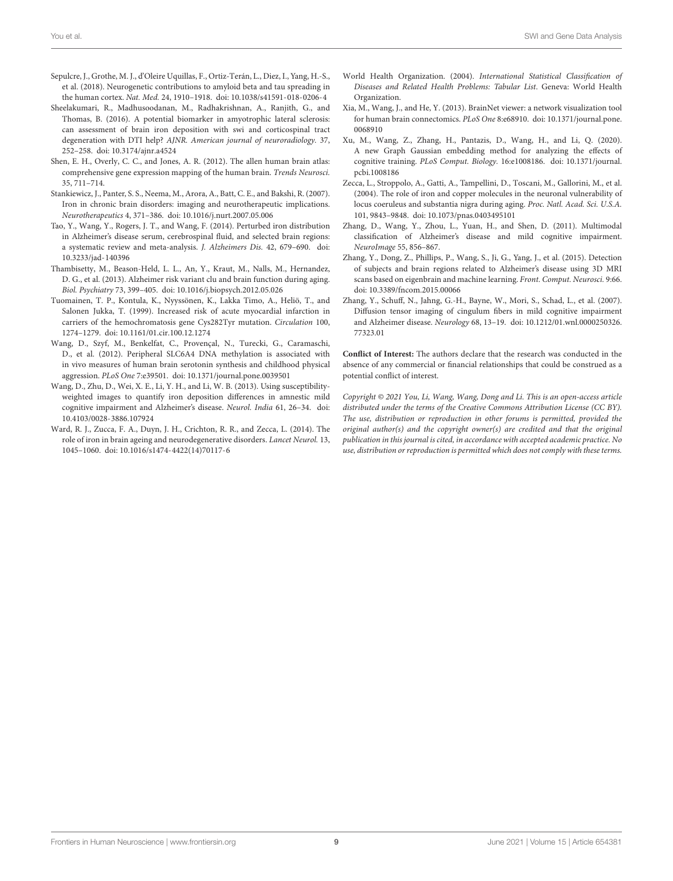Sepulcre, J., Grothe, M. J., d'Oleire Uquillas, F., Ortiz-Terán, L., Diez, I., Yang, H.-S., et al. (2018). Neurogenetic contributions to amyloid beta and tau spreading in the human cortex. *Nat. Med.* 24, 1910–1918. doi: 10.1038/s41591-018-0206-4

Sheelakumari, R., Madhusoodanan, M., Radhakrishnan, A., Ranjith, G., and Thomas, B. (2016). A potential biomarker in amyotrophic lateral sclerosis: can assessment of brain iron deposition with swi and corticospinal tract degeneration with DTI help? *AJNR. American journal of neuroradiology.* 37, 252–258. doi: 10.3174/ajnr.a4524

Shen, E. H., Overly, C. C., and Jones, A. R. (2012). The allen human brain atlas: comprehensive gene expression mapping of the human brain. *Trends Neurosci.* 35, 711–714.

Stankiewicz, J., Panter, S. S., Neema, M., Arora, A., Batt, C. E., and Bakshi, R. (2007). Iron in chronic brain disorders: imaging and neurotherapeutic implications. *Neurotherapeutics* 4, 371–386. doi: 10.1016/j.nurt.2007.05.006

Tao, Y., Wang, Y., Rogers, J. T., and Wang, F. (2014). Perturbed iron distribution in Alzheimer's disease serum, cerebrospinal fluid, and selected brain regions: a systematic review and meta-analysis. *J. Alzheimers Dis.* 42, 679–690. doi: 10.3233/jad-140396

Thambisetty, M., Beason-Held, L. L., An, Y., Kraut, M., Nalls, M., Hernandez, D. G., et al. (2013). Alzheimer risk variant clu and brain function during aging. *Biol. Psychiatry* 73, 399–405. doi: 10.1016/j.biopsych.2012.05.026

Tuomainen, T. P., Kontula, K., Nyyssönen, K., Lakka Timo, A., Heliö, T., and Salonen Jukka, T. (1999). Increased risk of acute myocardial infarction in carriers of the hemochromatosis gene Cys282Tyr mutation. *Circulation* 100, 1274–1279. doi: 10.1161/01.cir.100.12.1274

Wang, D., Szyf, M., Benkelfat, C., Provençal, N., Turecki, G., Caramaschi, D., et al. (2012). Peripheral SLC6A4 DNA methylation is associated with in vivo measures of human brain serotonin synthesis and childhood physical aggression. *PLoS One* 7:e39501. doi: 10.1371/journal.pone.0039501

Wang, D., Zhu, D., Wei, X. E., Li, Y. H., and Li, W. B. (2013). Using susceptibility-weighted images to quantify iron deposition differences in amnestic mild cognitive impairment and Alzheimer's disease. *Neurol. India* 61, 26–34. doi: 10.4103/0028-3886.107924

Ward, R. J., Zucca, F. A., Duyn, J. H., Crichton, R. R., and Zecca, L. (2014). The role of iron in brain ageing and neurodegenerative disorders. *Lancet Neurol.* 13, 1045–1060. doi: 10.1016/s1474-4422(14)70117-6

World Health Organization. (2004). *International Statistical Classification of Diseases and Related Health Problems: Tabular List*. Geneva: World Health Organization.

Xia, M., Wang, J., and He, Y. (2013). BrainNet viewer: a network visualization tool for human brain connectomics. *PLoS One* 8:e68910. doi: 10.1371/journal.pone.0068910

Xu, M., Wang, Z., Zhang, H., Pantazis, D., Wang, H., and Li, Q. (2020). A new Graph Gaussian embedding method for analyzing the effects of cognitive training. *PLoS Comput. Biology.* 16:e1008186. doi: 10.1371/journal.pcbi.1008186

Zecca, L., Stroppolo, A., Gatti, A., Tampellini, D., Toscani, M., Gallorini, M., et al. (2004). The role of iron and copper molecules in the neuronal vulnerability of locus coeruleus and substantia nigra during aging. *Proc. Natl. Acad. Sci. U.S.A.* 101, 9843–9848. doi: 10.1073/pnas.0403495101

Zhang, D., Wang, Y., Zhou, L., Yuan, H., and Shen, D. (2011). Multimodal classification of Alzheimer's disease and mild cognitive impairment. *NeuroImage* 55, 856–867.

Zhang, Y., Dong, Z., Phillips, P., Wang, S., Ji, G., Yang, J., et al. (2015). Detection of subjects and brain regions related to Alzheimer's disease using 3D MRI scans based on eigenbrain and machine learning. *Front. Comput. Neurosci.* 9:66. doi: 10.3389/fncom.2015.00066

Zhang, Y., Schuff, N., Jahng, G.-H., Bayne, W., Mori, S., Schad, L., et al. (2007). Diffusion tensor imaging of cingulum fibers in mild cognitive impairment and Alzheimer disease. *Neurology* 68, 13–19. doi: 10.1212/01.wnl.0000250326.77323.01

**Conflict of Interest:** The authors declare that the research was conducted in the absence of any commercial or financial relationships that could be construed as a potential conflict of interest.

*Copyright © 2021 You, Li, Wang, Wang, Dong and Li. This is an open-access article distributed under the terms of the Creative Commons Attribution License (CC BY). The use, distribution or reproduction in other forums is permitted, provided the original author(s) and the copyright owner(s) are credited and that the original publication in this journal is cited, in accordance with accepted academic practice. No use, distribution or reproduction is permitted which does not comply with these terms.*